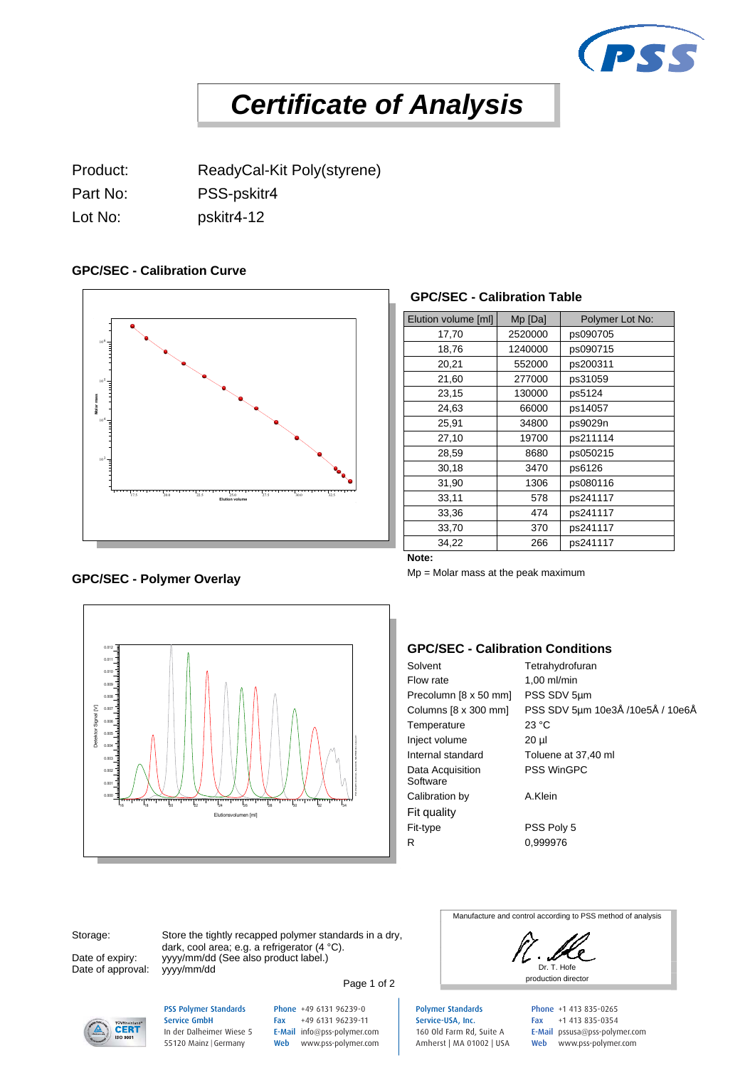# Certificate of Analysis

| | |
|---|---|
| Product: | ReadyCal-Kit Poly(styrene) |
| Part No: | PSS-pskitr4 |
| Lot No: | pskitr4-12 |

## GPC/SEC - Calibration Curve

## GPC/SEC - Calibration Table

| Elution volume [ml] | Mp [Da] | Polymer Lot No: |
|---|---|---|
| 17,70 | 2520000 | ps090705 |
| 18,76 | 1240000 | ps090715 |
| 20,21 | 552000 | ps200311 |
| 21,60 | 277000 | ps31059 |
| 23,15 | 130000 | ps5124 |
| 24,63 | 66000 | ps14057 |
| 25,91 | 34800 | ps9029n |
| 27,10 | 19700 | ps211114 |
| 28,59 | 8680 | ps050215 |
| 30,18 | 3470 | ps6126 |
| 31,90 | 1306 | ps080116 |
| 33,11 | 578 | ps241117 |
| 33,36 | 474 | ps241117 |
| 33,70 | 370 | ps241117 |
| 34,22 | 266 | ps241117 |

**Note:**

Mp = Molar mass at the peak maximum

## GPC/SEC - Polymer Overlay

## GPC/SEC - Calibration Conditions

| | |
|---|---|
| Solvent | Tetrahydrofuran |
| Flow rate | 1,00 ml/min |
| Precolumn [8 x 50 mm] | PSS SDV 5µm |
| Columns [8 x 300 mm] | PSS SDV 5µm 10e3Å /10e5Å / 10e6Å |
| Temperature | 23 °C |
| Inject volume | 20 µl |
| Internal standard | Toluene at 37,40 ml |
| Data Acquisition Software | PSS WinGPC |
| Calibration by | A.Klein |
| Fit quality | |
| Fit-type | PSS Poly 5 |
| R | 0,999976 |

Storage: Store the tightly recapped polymer standards in a dry, dark, cool area; e.g. a refrigerator (4 °C).

Date of expiry: yyyy/mm/dd (See also product label.)

Date of approval: yyyy/mm/dd

Manufacture and control according to PSS method of analysis

Dr. T. Hofe
production director

**PSS Polymer Standards Service GmbH**
In der Dalheimer Wiese 5
55120 Mainz | Germany
Phone +49 6131 96239-0
Fax +49 6131 96239-11
E-Mail info@pss-polymer.com
Web www.pss-polymer.com

**Polymer Standards Service-USA, Inc.**
160 Old Farm Rd, Suite A
Amherst | MA 01002 | USA
Phone +1 413 835-0265
Fax +1 413 835-0354
E-Mail pssusa@pss-polymer.com
Web www.pss-polymer.com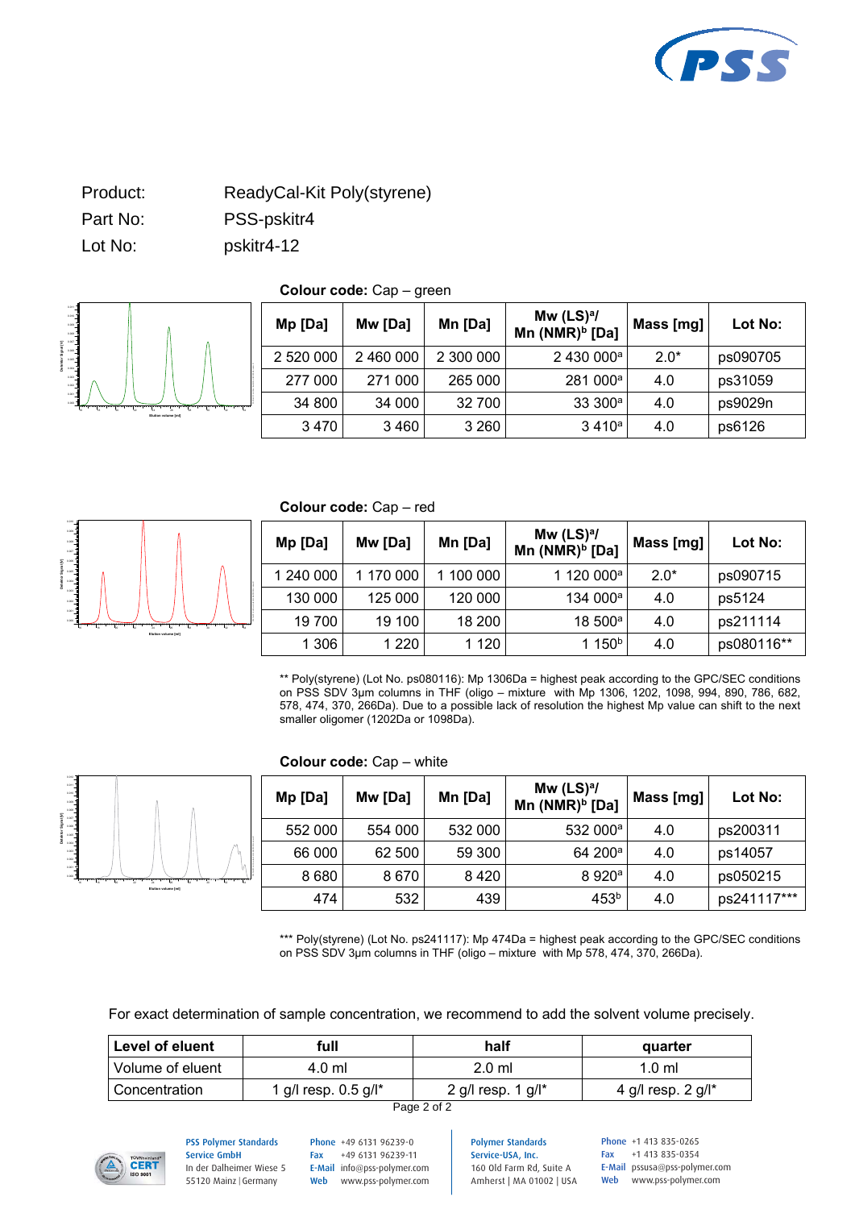Product: ReadyCal-Kit Poly(styrene)

Part No: PSS-pskitr4

Lot No: pskitr4-12

Detector Signal [V]

Elution volume [ml]

**Colour code:** Cap – green

| Mp [Da] | Mw [Da] | Mn [Da] | Mw (LS)[a]/ Mn (NMR)[b] [Da] | Mass [mg] | Lot No: |
|---|---|---|---|---|---|
| 2 520 000 | 2 460 000 | 2 300 000 | 2 430 000[a] | 2.0* | ps090705 |
| 277 000 | 271 000 | 265 000 | 281 000[a] | 4.0 | ps31059 |
| 34 800 | 34 000 | 32 700 | 33 300[a] | 4.0 | ps9029n |
| 3 470 | 3 460 | 3 260 | 3 410[a] | 4.0 | ps6126 |

Detector Signal [V]

Elution volume [ml]

**Colour code:** Cap – red

| Mp [Da] | Mw [Da] | Mn [Da] | Mw (LS)[a]/ Mn (NMR)[b] [Da] | Mass [mg] | Lot No: |
|---|---|---|---|---|---|
| 1 240 000 | 1 170 000 | 1 100 000 | 1 120 000[a] | 2.0* | ps090715 |
| 130 000 | 125 000 | 120 000 | 134 000[a] | 4.0 | ps5124 |
| 19 700 | 19 100 | 18 200 | 18 500[a] | 4.0 | ps211114 |
| 1 306 | 1 220 | 1 120 | 1 150[b] | 4.0 | ps080116** |

** Poly(styrene) (Lot No. ps080116): Mp 1306Da = highest peak according to the GPC/SEC conditions on PSS SDV 3µm columns in THF (oligo – mixture with Mp 1306, 1202, 1098, 994, 890, 786, 682, 578, 474, 370, 266Da). Due to a possible lack of resolution the highest Mp value can shift to the next smaller oligomer (1202Da or 1098Da).

Detector Signal [V]

Elution volume [ml]

**Colour code:** Cap – white

| Mp [Da] | Mw [Da] | Mn [Da] | Mw (LS)[a]/ Mn (NMR)[b] [Da] | Mass [mg] | Lot No: |
|---|---|---|---|---|---|
| 552 000 | 554 000 | 532 000 | 532 000[a] | 4.0 | ps200311 |
| 66 000 | 62 500 | 59 300 | 64 200[a] | 4.0 | ps14057 |
| 8 680 | 8 670 | 8 420 | 8 920[a] | 4.0 | ps050215 |
| 474 | 532 | 439 | 453[b] | 4.0 | ps241117*** |

*** Poly(styrene) (Lot No. ps241117): Mp 474Da = highest peak according to the GPC/SEC conditions on PSS SDV 3µm columns in THF (oligo – mixture with Mp 578, 474, 370, 266Da).

For exact determination of sample concentration, we recommend to add the solvent volume precisely.

| Level of eluent | full | half | quarter |
|---|---|---|---|
| Volume of eluent | 4.0 ml | 2.0 ml | 1.0 ml |
| Concentration | 1 g/l resp. 0.5 g/l* | 2 g/l resp. 1 g/l* | 4 g/l resp. 2 g/l* |

PSS Polymer Standards Service GmbH
In der Dalheimer Wiese 5
55120 Mainz | Germany

Phone +49 6131 96239-0
Fax +49 6131 96239-11
E-Mail info@pss-polymer.com
Web www.pss-polymer.com

Polymer Standards Service-USA, Inc.
160 Old Farm Rd, Suite A
Amherst | MA 01002 | USA

Phone +1 413 835-0265
Fax +1 413 835-0354
E-Mail pssusa@pss-polymer.com
Web www.pss-polymer.com